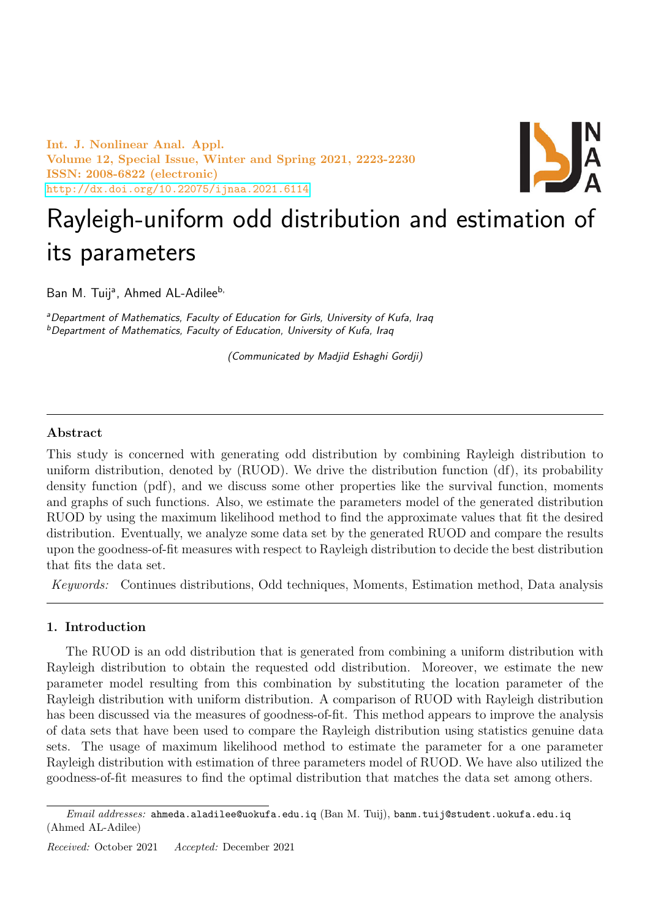# Rayleigh-uniform odd distribution and estimation of its parameters

Ban M. Tuij[a], Ahmed AL-Adilee[b,]

[a]*Department of Mathematics, Faculty of Education for Girls, University of Kufa, Iraq*
[b]*Department of Mathematics, Faculty of Education, University of Kufa, Iraq*

*(Communicated by Madjid Eshaghi Gordji)*

---

### Abstract

This study is concerned with generating odd distribution by combining Rayleigh distribution to uniform distribution, denoted by (RUOD). We drive the distribution function (df), its probability density function (pdf), and we discuss some other properties like the survival function, moments and graphs of such functions. Also, we estimate the parameters model of the generated distribution RUOD by using the maximum likelihood method to find the approximate values that fit the desired distribution. Eventually, we analyze some data set by the generated RUOD and compare the results upon the goodness-of-fit measures with respect to Rayleigh distribution to decide the best distribution that fits the data set.

*Keywords:* Continues distributions, Odd techniques, Moments, Estimation method, Data analysis

---

## 1. Introduction

The RUOD is an odd distribution that is generated from combining a uniform distribution with Rayleigh distribution to obtain the requested odd distribution. Moreover, we estimate the new parameter model resulting from this combination by substituting the location parameter of the Rayleigh distribution with uniform distribution. A comparison of RUOD with Rayleigh distribution has been discussed via the measures of goodness-of-fit. This method appears to improve the analysis of data sets that have been used to compare the Rayleigh distribution using statistics genuine data sets. The usage of maximum likelihood method to estimate the parameter for a one parameter Rayleigh distribution with estimation of three parameters model of RUOD. We have also utilized the goodness-of-fit measures to find the optimal distribution that matches the data set among others.

---

*Email addresses:* ahmeda.aladilee@uokufa.edu.iq (Ban M. Tuij), banm.tuij@student.uokufa.edu.iq (Ahmed AL-Adilee)

*Received:* October 2021 *Accepted:* December 2021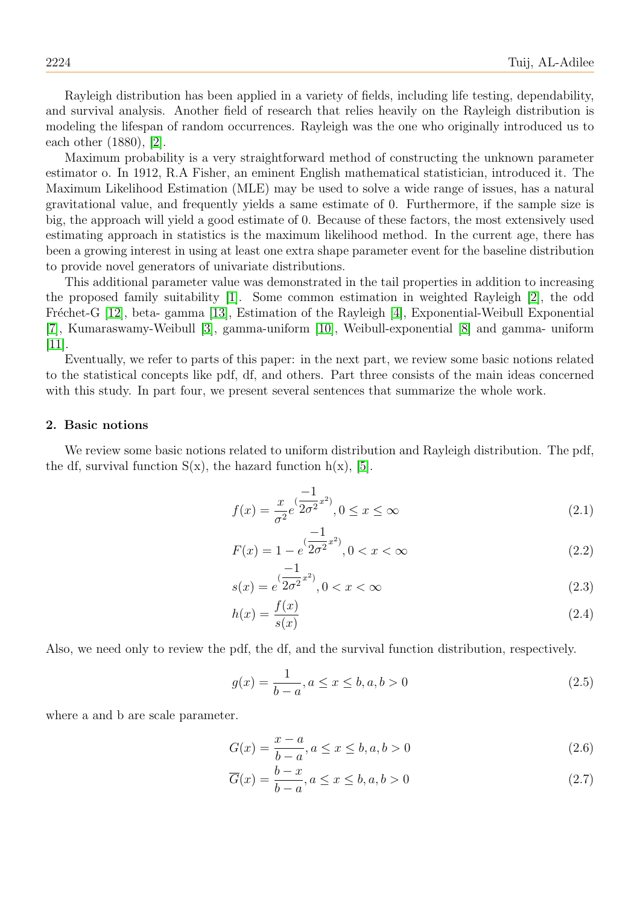Rayleigh distribution has been applied in a variety of fields, including life testing, dependability, and survival analysis. Another field of research that relies heavily on the Rayleigh distribution is modeling the lifespan of random occurrences. Rayleigh was the one who originally introduced us to each other (1880), [2].

Maximum probability is a very straightforward method of constructing the unknown parameter estimator o. In 1912, R.A Fisher, an eminent English mathematical statistician, introduced it. The Maximum Likelihood Estimation (MLE) may be used to solve a wide range of issues, has a natural gravitational value, and frequently yields a same estimate of 0. Furthermore, if the sample size is big, the approach will yield a good estimate of 0. Because of these factors, the most extensively used estimating approach in statistics is the maximum likelihood method. In the current age, there has been a growing interest in using at least one extra shape parameter event for the baseline distribution to provide novel generators of univariate distributions.

This additional parameter value was demonstrated in the tail properties in addition to increasing the proposed family suitability [1]. Some common estimation in weighted Rayleigh [2], the odd Fréchet-G [12], beta- gamma [13], Estimation of the Rayleigh [4], Exponential-Weibull Exponential [7], Kumaraswamy-Weibull [3], gamma-uniform [10], Weibull-exponential [8] and gamma- uniform [11].

Eventually, we refer to parts of this paper: in the next part, we review some basic notions related to the statistical concepts like pdf, df, and others. Part three consists of the main ideas concerned with this study. In part four, we present several sentences that summarize the whole work.

## 2. Basic notions

We review some basic notions related to uniform distribution and Rayleigh distribution. The pdf, the df, survival function S(x), the hazard function h(x), [5].

$$f(x) = \frac{x}{\sigma^2} e^{(\frac{-1}{2\sigma^2} x^2)}, 0 \leq x \leq \infty \tag{2.1}$$

$$F(x) = 1 - e^{(\frac{-1}{2\sigma^2} x^2)}, 0 < x < \infty \tag{2.2}$$

$$s(x) = e^{(\frac{-1}{2\sigma^2} x^2)}, 0 < x < \infty \tag{2.3}$$

$$h(x) = \frac{f(x)}{s(x)} \tag{2.4}$$

Also, we need only to review the pdf, the df, and the survival function distribution, respectively.

$$g(x) = \frac{1}{b-a}, a \leq x \leq b, a, b > 0 \tag{2.5}$$

where a and b are scale parameter.

$$G(x) = \frac{x-a}{b-a}, a \leq x \leq b, a, b > 0 \tag{2.6}$$

$$\overline{G}(x) = \frac{b-x}{b-a}, a \leq x \leq b, a, b > 0 \tag{2.7}$$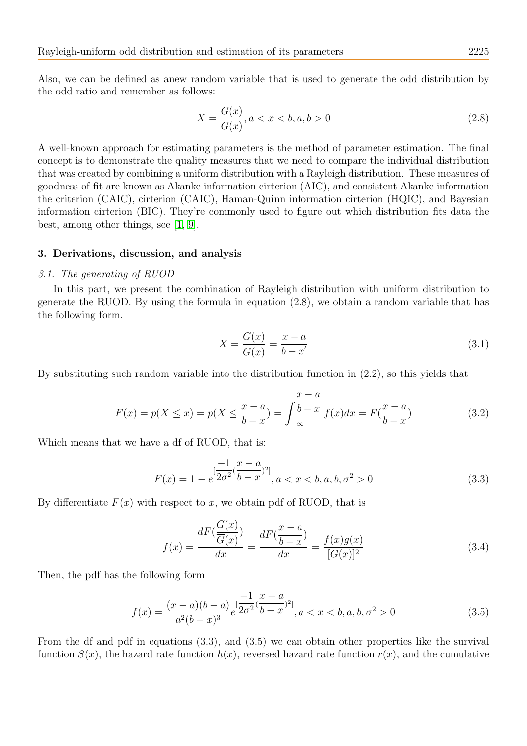Also, we can be defined as anew random variable that is used to generate the odd distribution by the odd ratio and remember as follows:

$$X = \frac{G(x)}{\overline{G}(x)}, a < x < b, a, b > 0 \tag{2.8}$$

A well-known approach for estimating parameters is the method of parameter estimation. The final concept is to demonstrate the quality measures that we need to compare the individual distribution that was created by combining a uniform distribution with a Rayleigh distribution. These measures of goodness-of-fit are known as Akanke information cirterion (AIC), and consistent Akanke information the criterion (CAIC), cirterion (CAIC), Haman-Quinn information cirterion (HQIC), and Bayesian information cirterion (BIC). They're commonly used to figure out which distribution fits data the best, among other things, see [1, 9].

## 3. Derivations, discussion, and analysis

### 3.1. The generating of RUOD

In this part, we present the combination of Rayleigh distribution with uniform distribution to generate the RUOD. By using the formula in equation (2.8), we obtain a random variable that has the following form.

$$X = \frac{G(x)}{\overline{G}(x)} = \frac{x-a}{b-x'} \tag{3.1}$$

By substituting such random variable into the distribution function in (2.2), so this yields that

$$F(x) = p(X \leq x) = p(X \leq \frac{x-a}{b-x}) = \int_{-\infty}^{\frac{x-a}{b-x}} f(x)dx = F(\frac{x-a}{b-x}) \tag{3.2}$$

Which means that we have a df of RUOD, that is:

$$F(x) = 1 - e^{[\frac{-1}{2\sigma^2}(\frac{x-a}{b-x})^2]}, a < x < b, a, b, \sigma^2 > 0 \tag{3.3}$$

By differentiate $F(x)$ with respect to $x$, we obtain pdf of RUOD, that is

$$f(x) = \frac{dF(\frac{G(x)}{\overline{G}(x)})}{dx} = \frac{dF(\frac{x-a}{b-x})}{dx} = \frac{f(x)g(x)}{[G(x)]^2} \tag{3.4}$$

Then, the pdf has the following form

$$f(x) = \frac{(x-a)(b-a)}{a^2(b-x)^3} e^{[\frac{-1}{2\sigma^2}(\frac{x-a}{b-x})^2]}, a < x < b, a, b, \sigma^2 > 0 \tag{3.5}$$

From the df and pdf in equations (3.3), and (3.5) we can obtain other properties like the survival function $S(x)$, the hazard rate function $h(x)$, reversed hazard rate function $r(x)$, and the cumulative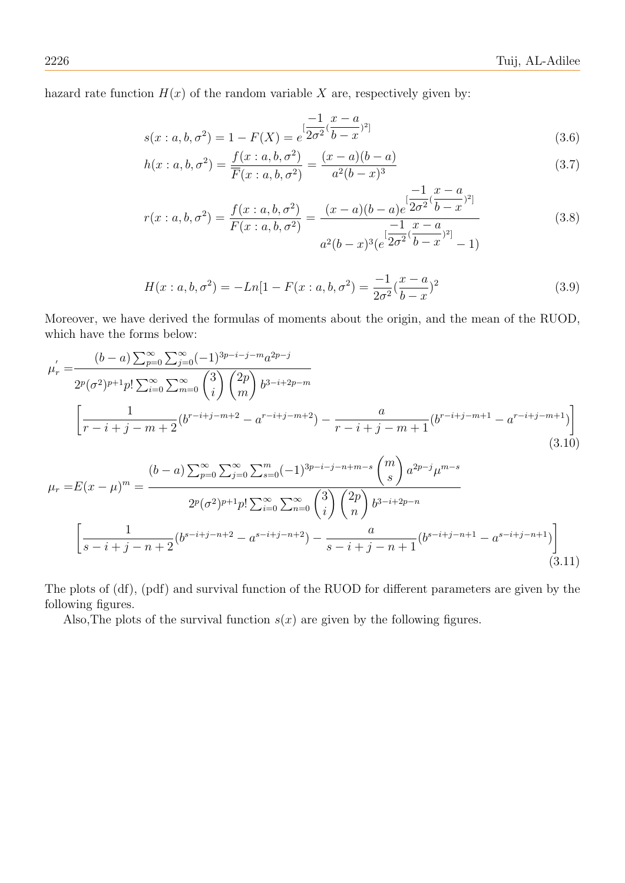hazard rate function $H(x)$ of the random variable $X$ are, respectively given by:

$$s(x:a,b,\sigma^2) = 1 - F(X) = e^{[\dfrac{-1}{2\sigma^2}(\dfrac{x-a}{b-x})^2]} \tag{3.6}$$

$$h(x:a,b,\sigma^2) = \frac{f(x:a,b,\sigma^2)}{\overline{F}(x:a,b,\sigma^2)} = \frac{(x-a)(b-a)}{a^2(b-x)^3} \tag{3.7}$$

$$r(x:a,b,\sigma^2) = \frac{f(x:a,b,\sigma^2)}{F(x:a,b,\sigma^2)} = \frac{(x-a)(b-a)e^{[\dfrac{-1}{2\sigma^2}(\dfrac{x-a}{b-x})^2]}}{a^2(b-x)^3(e^{[\dfrac{-1}{2\sigma^2}(\dfrac{x-a}{b-x})^2]}-1)} \tag{3.8}$$

$$H(x:a,b,\sigma^2) = -Ln[1-F(x:a,b,\sigma^2) = \frac{-1}{2\sigma^2}(\frac{x-a}{b-x})^2 \tag{3.9}$$

Moreover, we have derived the formulas of moments about the origin, and the mean of the RUOD, which have the forms below:

$$\begin{aligned}\mu_r' =& \frac{(b-a)\sum_{p=0}^{\infty}\sum_{j=0}^{\infty}(-1)^{3p-i-j-m}a^{2p-j}}{2^p(\sigma^2)^{p+1}p!\sum_{i=0}^{\infty}\sum_{m=0}^{\infty}\binom{3}{i}\binom{2p}{m}b^{3-i+2p-m}} \\ &\left[\frac{1}{r-i+j-m+2}(b^{r-i+j-m+2}-a^{r-i+j-m+2}) - \frac{a}{r-i+j-m+1}(b^{r-i+j-m+1}-a^{r-i+j-m+1})\right]\end{aligned} \tag{3.10}$$

$$\begin{aligned}\mu_r =& E(x-\mu)^m = \frac{(b-a)\sum_{p=0}^{\infty}\sum_{j=0}^{\infty}\sum_{s=0}^{m}(-1)^{3p-i-j-n+m-s}\binom{m}{s}a^{2p-j}\mu^{m-s}}{2^p(\sigma^2)^{p+1}p!\sum_{i=0}^{\infty}\sum_{n=0}^{\infty}\binom{3}{i}\binom{2p}{n}b^{3-i+2p-n}} \\ &\left[\frac{1}{s-i+j-n+2}(b^{s-i+j-n+2}-a^{s-i+j-n+2}) - \frac{a}{s-i+j-n+1}(b^{s-i+j-n+1}-a^{s-i+j-n+1})\right]\end{aligned} \tag{3.11}$$

The plots of (df), (pdf) and survival function of the RUOD for different parameters are given by the following figures.

Also,The plots of the survival function $s(x)$ are given by the following figures.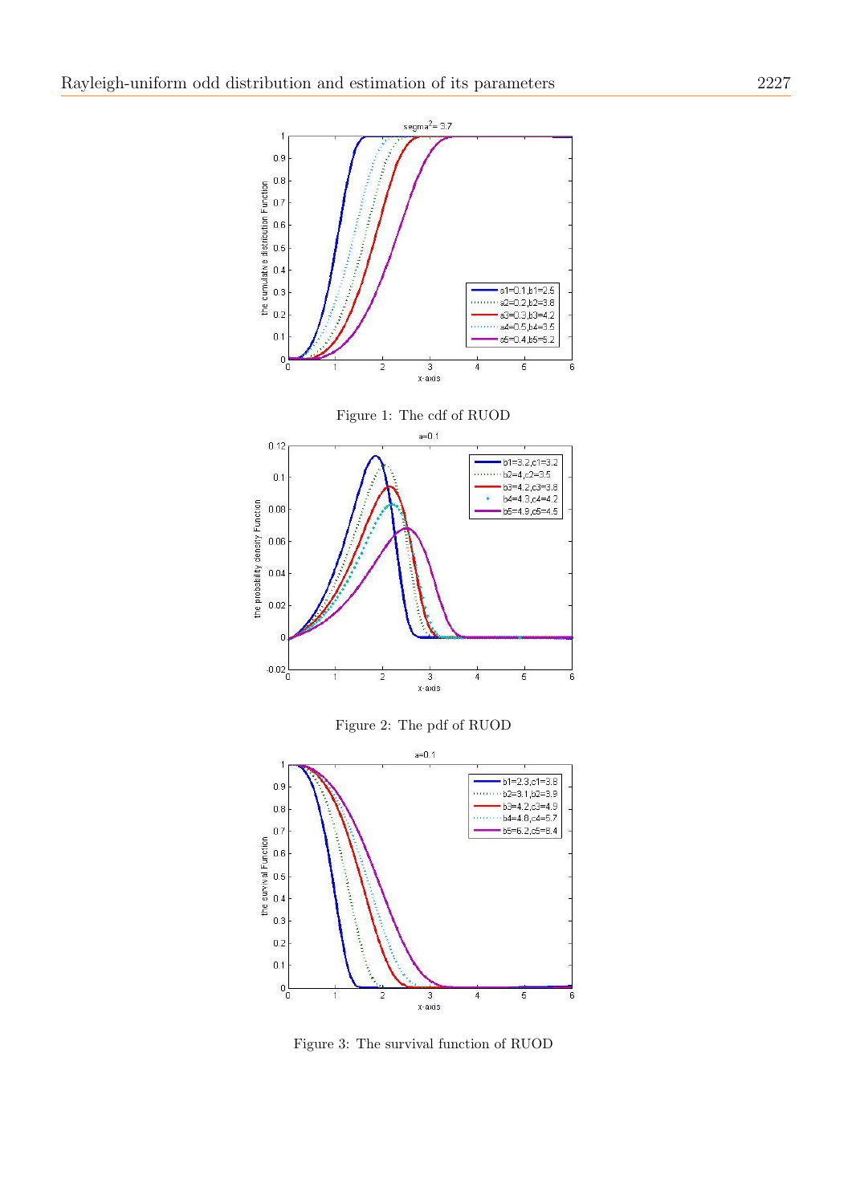Figure 1: The cdf of RUOD

Figure 2: The pdf of RUOD

Figure 3: The survival function of RUOD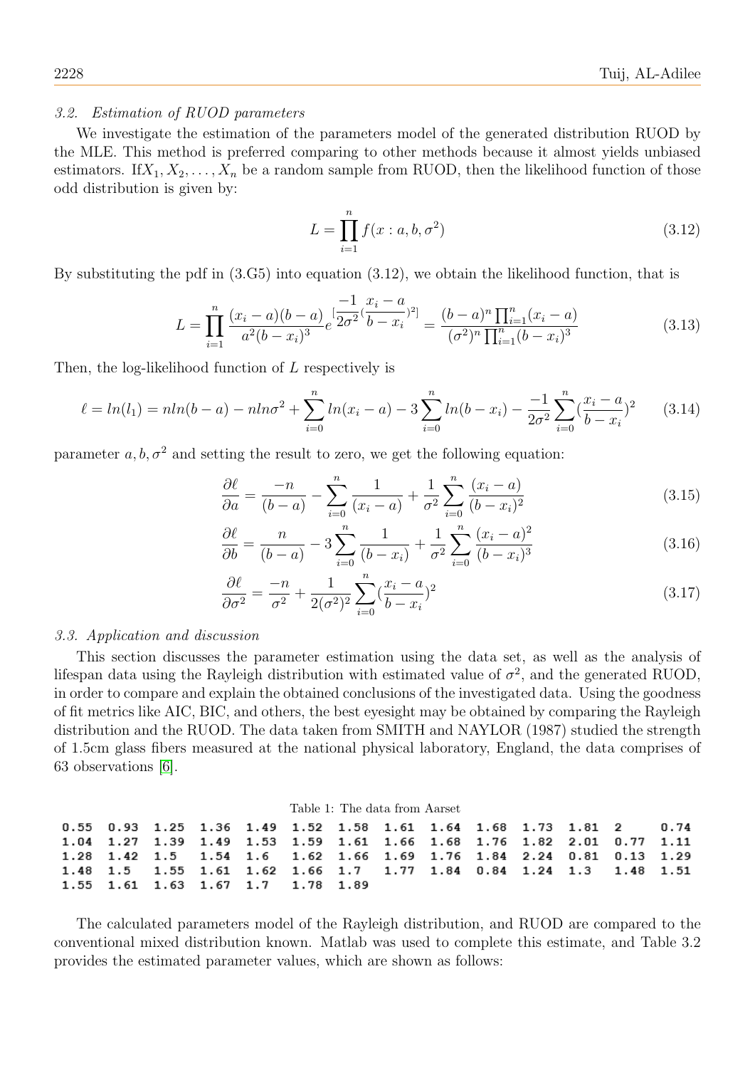### 3.2. Estimation of RUOD parameters

We investigate the estimation of the parameters model of the generated distribution RUOD by the MLE. This method is preferred comparing to other methods because it almost yields unbiased estimators. If$X_1, X_2, \ldots, X_n$ be a random sample from RUOD, then the likelihood function of those odd distribution is given by:

$$L = \prod_{i=1}^{n} f(x : a, b, \sigma^2) \tag{3.12}$$

By substituting the pdf in (3.G5) into equation (3.12), we obtain the likelihood function, that is

$$L = \prod_{i=1}^{n} \frac{(x_i - a)(b-a)}{a^2(b-x_i)^3} e^{[\frac{-1}{2\sigma^2}(\frac{x_i - a}{b - x_i})^2]} = \frac{(b-a)^n \prod_{i=1}^{n}(x_i - a)}{(\sigma^2)^n \prod_{i=1}^{n}(b-x_i)^3} \tag{3.13}$$

Then, the log-likelihood function of $L$ respectively is

$$\ell = ln(l_1) = nln(b-a) - nln\sigma^2 + \sum_{i=0}^{n} ln(x_i - a) - 3\sum_{i=0}^{n} ln(b - x_i) - \frac{-1}{2\sigma^2}\sum_{i=0}^{n}(\frac{x_i - a}{b - x_i})^2 \tag{3.14}$$

parameter $a, b, \sigma^2$ and setting the result to zero, we get the following equation:

$$\frac{\partial \ell}{\partial a} = \frac{-n}{(b-a)} - \sum_{i=0}^{n} \frac{1}{(x_i - a)} + \frac{1}{\sigma^2}\sum_{i=0}^{n} \frac{(x_i - a)}{(b - x_i)^2} \tag{3.15}$$

$$\frac{\partial \ell}{\partial b} = \frac{n}{(b-a)} - 3\sum_{i=0}^{n} \frac{1}{(b - x_i)} + \frac{1}{\sigma^2}\sum_{i=0}^{n} \frac{(x_i - a)^2}{(b - x_i)^3} \tag{3.16}$$

$$\frac{\partial \ell}{\partial \sigma^2} = \frac{-n}{\sigma^2} + \frac{1}{2(\sigma^2)^2}\sum_{i=0}^{n}(\frac{x_i - a}{b - x_i})^2 \tag{3.17}$$

### 3.3. Application and discussion

This section discusses the parameter estimation using the data set, as well as the analysis of lifespan data using the Rayleigh distribution with estimated value of $\sigma^2$, and the generated RUOD, in order to compare and explain the obtained conclusions of the investigated data. Using the goodness of fit metrics like AIC, BIC, and others, the best eyesight may be obtained by comparing the Rayleigh distribution and the RUOD. The data taken from SMITH and NAYLOR (1987) studied the strength of 1.5cm glass fibers measured at the national physical laboratory, England, the data comprises of 63 observations [6].

Table 1: The data from Aarset

| | | | | | | | | | | | | | |
|---|---|---|---|---|---|---|---|---|---|---|---|---|---|
| 0.55 | 0.93 | 1.25 | 1.36 | 1.49 | 1.52 | 1.58 | 1.61 | 1.64 | 1.68 | 1.73 | 1.81 | 2 | 0.74 |
| 1.04 | 1.27 | 1.39 | 1.49 | 1.53 | 1.59 | 1.61 | 1.66 | 1.68 | 1.76 | 1.82 | 2.01 | 0.77 | 1.11 |
| 1.28 | 1.42 | 1.5 | 1.54 | 1.6 | 1.62 | 1.66 | 1.69 | 1.76 | 1.84 | 2.24 | 0.81 | 0.13 | 1.29 |
| 1.48 | 1.5 | 1.55 | 1.61 | 1.62 | 1.66 | 1.7 | 1.77 | 1.84 | 0.84 | 1.24 | 1.3 | 1.48 | 1.51 |
| 1.55 | 1.61 | 1.63 | 1.67 | 1.7 | 1.78 | 1.89 | | | | | | | |

The calculated parameters model of the Rayleigh distribution, and RUOD are compared to the conventional mixed distribution known. Matlab was used to complete this estimate, and Table 3.2 provides the estimated parameter values, which are shown as follows: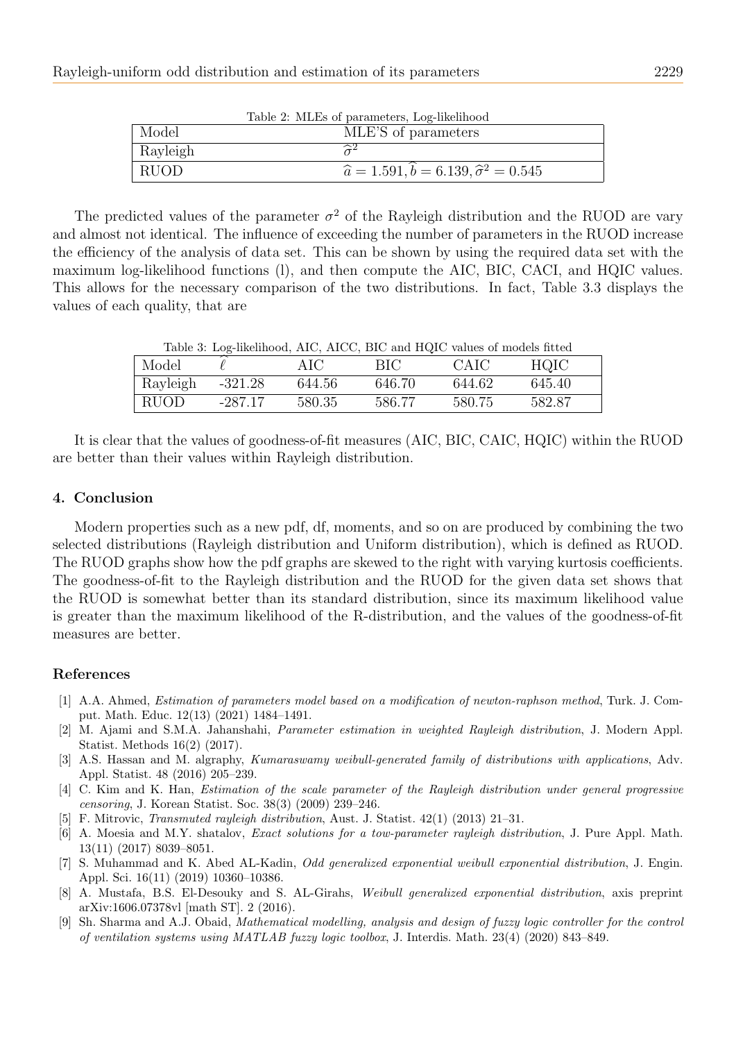Table 2: MLEs of parameters, Log-likelihood

| Model | MLE'S of parameters |
|---|---|
| Rayleigh | $\widehat{\sigma}^2$ |
| RUOD | $\widehat{a} = 1.591, \widehat{b} = 6.139, \widehat{\sigma}^2 = 0.545$ |

The predicted values of the parameter $\sigma^2$ of the Rayleigh distribution and the RUOD are vary and almost not identical. The influence of exceeding the number of parameters in the RUOD increase the efficiency of the analysis of data set. This can be shown by using the required data set with the maximum log-likelihood functions (l), and then compute the AIC, BIC, CACI, and HQIC values. This allows for the necessary comparison of the two distributions. In fact, Table 3.3 displays the values of each quality, that are

Table 3: Log-likelihood, AIC, AICC, BIC and HQIC values of models fitted

| Model | $\widehat{\ell}$ | AIC | BIC | CAIC | HQIC |
|---|---|---|---|---|---|
| Rayleigh | -321.28 | 644.56 | 646.70 | 644.62 | 645.40 |
| RUOD | -287.17 | 580.35 | 586.77 | 580.75 | 582.87 |

It is clear that the values of goodness-of-fit measures (AIC, BIC, CAIC, HQIC) within the RUOD are better than their values within Rayleigh distribution.

## 4. Conclusion

Modern properties such as a new pdf, df, moments, and so on are produced by combining the two selected distributions (Rayleigh distribution and Uniform distribution), which is defined as RUOD. The RUOD graphs show how the pdf graphs are skewed to the right with varying kurtosis coefficients. The goodness-of-fit to the Rayleigh distribution and the RUOD for the given data set shows that the RUOD is somewhat better than its standard distribution, since its maximum likelihood value is greater than the maximum likelihood of the R-distribution, and the values of the goodness-of-fit measures are better.

## References

[1] A.A. Ahmed, *Estimation of parameters model based on a modification of newton-raphson method*, Turk. J. Comput. Math. Educ. 12(13) (2021) 1484–1491.

[2] M. Ajami and S.M.A. Jahanshahi, *Parameter estimation in weighted Rayleigh distribution*, J. Modern Appl. Statist. Methods 16(2) (2017).

[3] A.S. Hassan and M. algraphy, *Kumaraswamy weibull-generated family of distributions with applications*, Adv. Appl. Statist. 48 (2016) 205–239.

[4] C. Kim and K. Han, *Estimation of the scale parameter of the Rayleigh distribution under general progressive censoring*, J. Korean Statist. Soc. 38(3) (2009) 239–246.

[5] F. Mitrovic, *Transmuted rayleigh distribution*, Aust. J. Statist. 42(1) (2013) 21–31.

[6] A. Moesia and M.Y. shatalov, *Exact solutions for a tow-parameter rayleigh distribution*, J. Pure Appl. Math. 13(11) (2017) 8039–8051.

[7] S. Muhammad and K. Abed AL-Kadin, *Odd generalized exponential weibull exponential distribution*, J. Engin. Appl. Sci. 16(11) (2019) 10360–10386.

[8] A. Mustafa, B.S. El-Desouky and S. AL-Girahs, *Weibull generalized exponential distribution*, axis preprint arXiv:1606.07378vl [math ST]. 2 (2016).

[9] Sh. Sharma and A.J. Obaid, *Mathematical modelling, analysis and design of fuzzy logic controller for the control of ventilation systems using MATLAB fuzzy logic toolbox*, J. Interdis. Math. 23(4) (2020) 843–849.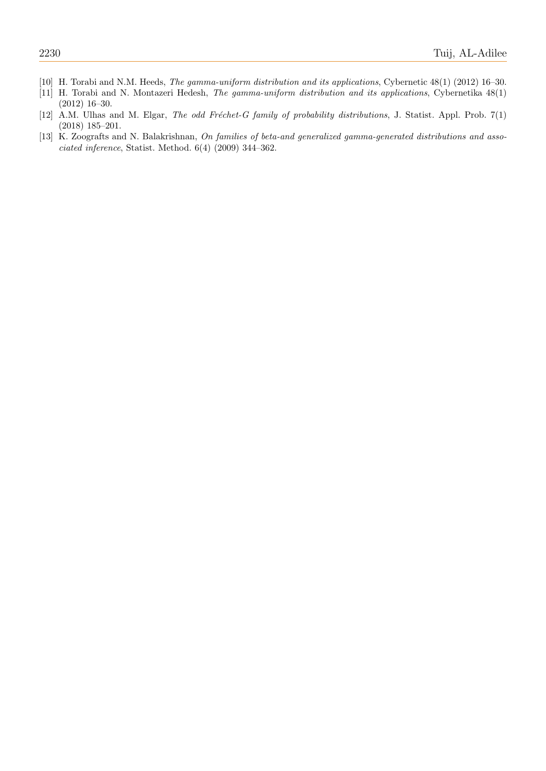[10] H. Torabi and N.M. Heeds, *The gamma-uniform distribution and its applications*, Cybernetic 48(1) (2012) 16–30.

[11] H. Torabi and N. Montazeri Hedesh, *The gamma-uniform distribution and its applications*, Cybernetika 48(1) (2012) 16–30.

[12] A.M. Ulhas and M. Elgar, *The odd Fréchet-G family of probability distributions*, J. Statist. Appl. Prob. 7(1) (2018) 185–201.

[13] K. Zoografts and N. Balakrishnan, *On families of beta-and generalized gamma-generated distributions and associated inference*, Statist. Method. 6(4) (2009) 344–362.